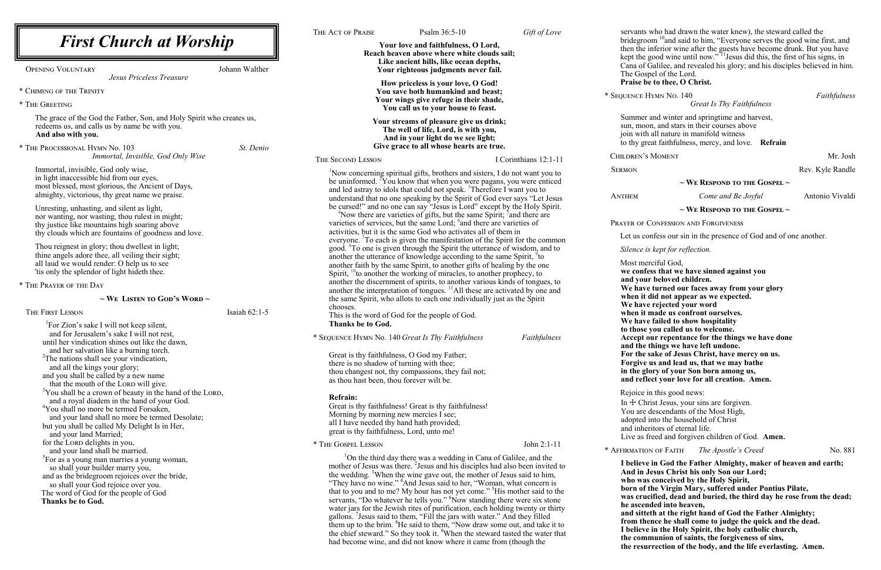# First Church at Worship

Opening Voluntary — Johann Walther
*Jesus Priceless Treasure*

\* Chiming of the Trinity

\* The Greeting

The grace of the God the Father, Son, and Holy Spirit who creates us, redeems us, and calls us by name be with you.
**And also with you.**

\* The Processional Hymn No. 103 — *St. Denio*
*Immortal, Invisible, God Only Wise*

Immortal, invisible, God only wise,
in light inaccessible hid from our eyes,
most blessed, most glorious, the Ancient of Days,
almighty, victorious, thy great name we praise.

Unresting, unhasting, and silent as light,
nor wanting, nor wasting, thou rulest in might;
thy justice like mountains high soaring above
thy clouds which are fountains of goodness and love.

Thou reignest in glory; thou dwellest in light;
thine angels adore thee, all veiling their sight;
all laud we would render: O help us to see
'tis only the splendor of light hideth thee.

\* The Prayer of the Day

## ~ We Listen to God's Word ~

The First Lesson — Isaiah 62:1-5

[1]For Zion's sake I will not keep silent,
and for Jerusalem's sake I will not rest,
until her vindication shines out like the dawn,
and her salvation like a burning torch.
[2]The nations shall see your vindication,
and all the kings your glory;
and you shall be called by a new name
that the mouth of the Lord will give.
[3]You shall be a crown of beauty in the hand of the Lord,
and a royal diadem in the hand of your God.
[4]You shall no more be termed Forsaken,
and your land shall no more be termed Desolate;
but you shall be called My Delight Is in Her,
and your land Married;
for the Lord delights in you,
and your land shall be married.
[5]For as a young man marries a young woman,
so shall your builder marry you,
and as the bridegroom rejoices over the bride,
so shall your God rejoice over you.
The word of God for the people of God
**Thanks be to God.**

The Act of Praise — Psalm 36:5-10 — *Gift of Love*

**Your love and faithfulness, O Lord,**
**Reach heaven above where white clouds sail;**
**Like ancient hills, like ocean depths,**
**Your righteous judgments never fail.**

**How priceless is your love, O God!**
**You save both humankind and beast;**
**Your wings give refuge in their shade,**
**You call us to your house to feast.**

**Your streams of pleasure give us drink;**
**The well of life, Lord, is with you,**
**And in your light do we see light;**
**Give grace to all whose hearts are true.**

The Second Lesson — I Corinthians 12:1-11

[1]Now concerning spiritual gifts, brothers and sisters, I do not want you to be uninformed. [2]You know that when you were pagans, you were enticed and led astray to idols that could not speak. [3]Therefore I want you to understand that no one speaking by the Spirit of God ever says "Let Jesus be cursed!" and no one can say "Jesus is Lord" except by the Holy Spirit. [4]Now there are varieties of gifts, but the same Spirit; [5]and there are varieties of services, but the same Lord; [6]and there are varieties of activities, but it is the same God who activates all of them in everyone. [7]To each is given the manifestation of the Spirit for the common good. [8]To one is given through the Spirit the utterance of wisdom, and to another the utterance of knowledge according to the same Spirit, [9]to another faith by the same Spirit, to another gifts of healing by the one Spirit, [10]to another the working of miracles, to another prophecy, to another the discernment of spirits, to another various kinds of tongues, to another the interpretation of tongues. [11]All these are activated by one and the same Spirit, who allots to each one individually just as the Spirit chooses.
This is the word of God for the people of God.
**Thanks be to God.**

\* Sequence Hymn No. 140 *Great Is Thy Faithfulness* — *Faithfulness*

Great is thy faithfulness, O God my Father;
there is no shadow of turning with thee;
thou changest not, thy compassions, they fail not;
as thou hast been, thou forever wilt be.

**Refrain:**
Great is thy faithfulness! Great is thy faithfulness!
Morning by morning new mercies I see;
all I have needed thy hand hath provided;
great is thy faithfulness, Lord, unto me!

\* The Gospel Lesson — John 2:1-11

[1]On the third day there was a wedding in Cana of Galilee, and the mother of Jesus was there. [2]Jesus and his disciples had also been invited to the wedding. [3]When the wine gave out, the mother of Jesus said to him, "They have no wine." [4]And Jesus said to her, "Woman, what concern is that to you and to me? My hour has not yet come." [5]His mother said to the servants, "Do whatever he tells you." [6]Now standing there were six stone water jars for the Jewish rites of purification, each holding twenty or thirty gallons. [7]Jesus said to them, "Fill the jars with water." And they filled them up to the brim. [8]He said to them, "Now draw some out, and take it to the chief steward." So they took it. [9]When the steward tasted the water that had become wine, and did not know where it came from (though the servants who had drawn the water knew), the steward called the bridegroom [10]and said to him, "Everyone serves the good wine first, and then the inferior wine after the guests have become drunk. But you have kept the good wine until now." [11]Jesus did this, the first of his signs, in Cana of Galilee, and revealed his glory; and his disciples believed in him.
The Gospel of the Lord.
**Praise be to thee, O Christ.**

\* Sequence Hymn No. 140 — *Faithfulness*
*Great Is Thy Faithfulness*

Summer and winter and springtime and harvest,
sun, moon, and stars in their courses above
join with all nature in manifold witness
to thy great faithfulness, mercy, and love. **Refrain**

Children's Moment — Mr. Josh

Sermon — Rev. Kyle Randle

## ~ We Respond to the Gospel ~

Anthem — *Come and Be Joyful* — Antonio Vivaldi

## ~ We Respond to the Gospel ~

Prayer of Confession and Forgiveness

Let us confess our sin in the presence of God and of one another.

*Silence is kept for reflection.*

Most merciful God,
**we confess that we have sinned against you**
**and your beloved children.**
**We have turned our faces away from your glory**
**when it did not appear as we expected.**
**We have rejected your word**
**when it made us confront ourselves.**
**We have failed to show hospitality**
**to those you called us to welcome.**
**Accept our repentance for the things we have done**
**and the things we have left undone.**
**For the sake of Jesus Christ, have mercy on us.**
**Forgive us and lead us, that we may bathe**
**in the glory of your Son born among us,**
**and reflect your love for all creation. Amen.**

Rejoice in this good news:
In ☩ Christ Jesus, your sins are forgiven.
You are descendants of the Most High,
adopted into the household of Christ
and inheritors of eternal life.
Live as freed and forgiven children of God. **Amen.**

\* Affirmation of Faith — *The Apostle's Creed* — No. 881

**I believe in God the Father Almighty, maker of heaven and earth;**
**And in Jesus Christ his only Son our Lord;**
**who was conceived by the Holy Spirit,**
**born of the Virgin Mary, suffered under Pontius Pilate,**
**was crucified, dead and buried, the third day he rose from the dead;**
**he ascended into heaven,**
**and sitteth at the right hand of God the Father Almighty;**
**from thence he shall come to judge the quick and the dead.**
**I believe in the Holy Spirit, the holy catholic church,**
**the communion of saints, the forgiveness of sins,**
**the resurrection of the body, and the life everlasting. Amen.**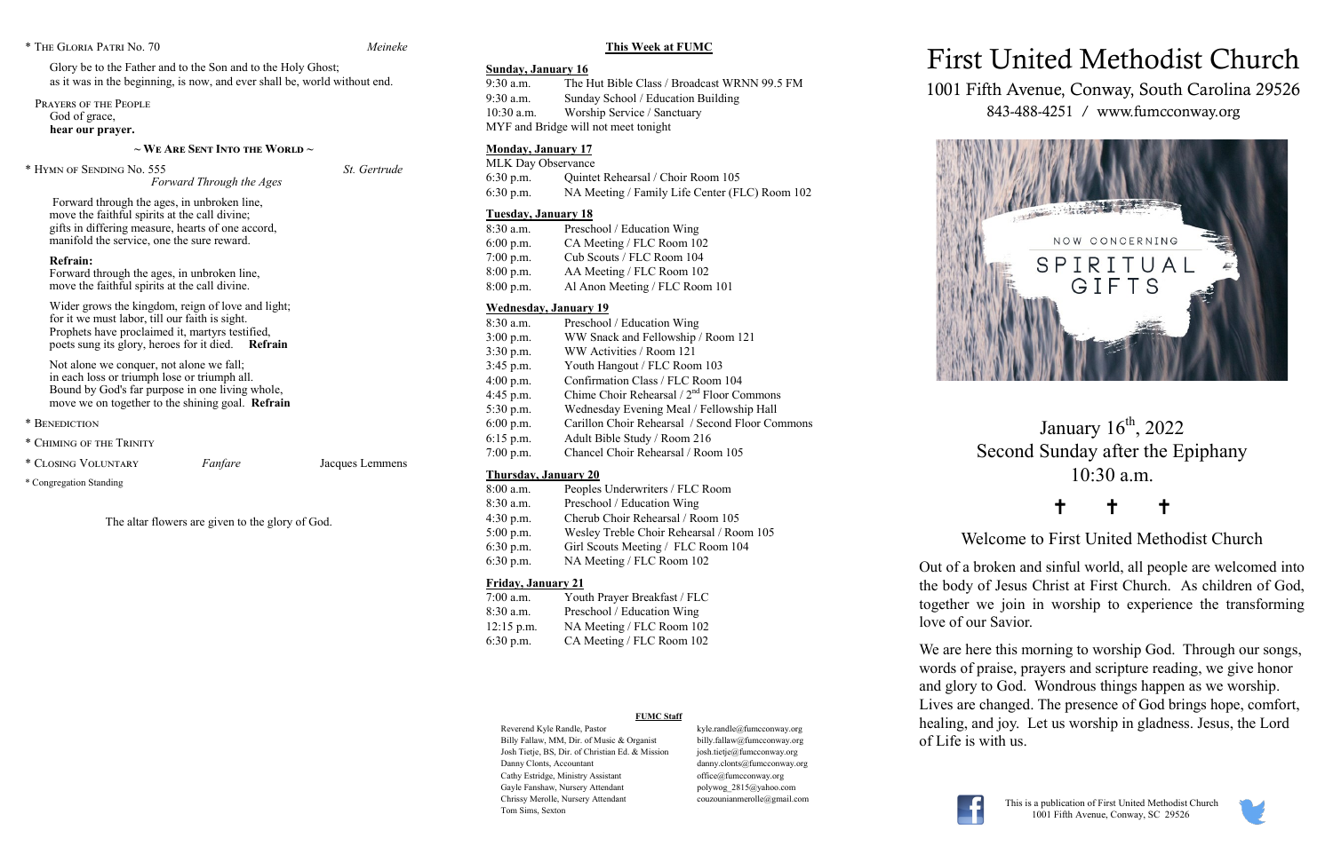\* The Gloria Patri No. 70 *Meineke*

Glory be to the Father and to the Son and to the Holy Ghost;
as it was in the beginning, is now, and ever shall be, world without end.

Prayers of the People
God of grace,
**hear our prayer.**

**~ We Are Sent Into the World ~**

\* Hymn of Sending No. 555 *St. Gertrude*
*Forward Through the Ages*

Forward through the ages, in unbroken line,
move the faithful spirits at the call divine;
gifts in differing measure, hearts of one accord,
manifold the service, one the sure reward.

**Refrain:**
Forward through the ages, in unbroken line,
move the faithful spirits at the call divine.

Wider grows the kingdom, reign of love and light;
for it we must labor, till our faith is sight.
Prophets have proclaimed it, martyrs testified,
poets sung its glory, heroes for it died. **Refrain**

Not alone we conquer, not alone we fall;
in each loss or triumph lose or triumph all.
Bound by God's far purpose in one living whole,
move we on together to the shining goal. **Refrain**

\* Benediction

\* Chiming of the Trinity

\* Closing Voluntary *Fanfare* Jacques Lemmens

\* Congregation Standing

The altar flowers are given to the glory of God.

## This Week at FUMC

**Sunday, January 16**
9:30 a.m. The Hut Bible Class / Broadcast WRNN 99.5 FM
9:30 a.m. Sunday School / Education Building
10:30 a.m. Worship Service / Sanctuary
MYF and Bridge will not meet tonight

**Monday, January 17**
MLK Day Observance
6:30 p.m. Quintet Rehearsal / Choir Room 105
6:30 p.m. NA Meeting / Family Life Center (FLC) Room 102

**Tuesday, January 18**
8:30 a.m. Preschool / Education Wing
6:00 p.m. CA Meeting / FLC Room 102
7:00 p.m. Cub Scouts / FLC Room 104
8:00 p.m. AA Meeting / FLC Room 102
8:00 p.m. Al Anon Meeting / FLC Room 101

**Wednesday, January 19**
8:30 a.m. Preschool / Education Wing
3:00 p.m. WW Snack and Fellowship / Room 121
3:30 p.m. WW Activities / Room 121
3:45 p.m. Youth Hangout / FLC Room 103
4:00 p.m. Confirmation Class / FLC Room 104
4:45 p.m. Chime Choir Rehearsal / 2nd Floor Commons
5:30 p.m. Wednesday Evening Meal / Fellowship Hall
6:00 p.m. Carillon Choir Rehearsal / Second Floor Commons
6:15 p.m. Adult Bible Study / Room 216
7:00 p.m. Chancel Choir Rehearsal / Room 105

**Thursday, January 20**
8:00 a.m. Peoples Underwriters / FLC Room
8:30 a.m. Preschool / Education Wing
4:30 p.m. Cherub Choir Rehearsal / Room 105
5:00 p.m. Wesley Treble Choir Rehearsal / Room 105
6:30 p.m. Girl Scouts Meeting / FLC Room 104
6:30 p.m. NA Meeting / FLC Room 102

**Friday, January 21**
7:00 a.m. Youth Prayer Breakfast / FLC
8:30 a.m. Preschool / Education Wing
12:15 p.m. NA Meeting / FLC Room 102
6:30 p.m. CA Meeting / FLC Room 102

**FUMC Staff**

| | |
|---|---|
| Reverend Kyle Randle, Pastor | kyle.randle@fumcconway.org |
| Billy Fallaw, MM, Dir. of Music & Organist | billy.fallaw@fumcconway.org |
| Josh Tietje, BS, Dir. of Christian Ed. & Mission | josh.tietje@fumcconway.org |
| Danny Clonts, Accountant | danny.clonts@fumcconway.org |
| Cathy Estridge, Ministry Assistant | office@fumcconway.org |
| Gayle Fanshaw, Nursery Attendant | polywog_2815@yahoo.com |
| Chrissy Merolle, Nursery Attendant | couzounianmerolle@gmail.com |
| Tom Sims, Sexton | |

# First United Methodist Church

1001 Fifth Avenue, Conway, South Carolina 29526
843-488-4251 / www.fumcconway.org

NOW CONCERNING
SPIRITUAL GIFTS

January 16th, 2022
Second Sunday after the Epiphany
10:30 a.m.

✝ ✝ ✝

## Welcome to First United Methodist Church

Out of a broken and sinful world, all people are welcomed into the body of Jesus Christ at First Church. As children of God, together we join in worship to experience the transforming love of our Savior.

We are here this morning to worship God. Through our songs, words of praise, prayers and scripture reading, we give honor and glory to God. Wondrous things happen as we worship. Lives are changed. The presence of God brings hope, comfort, healing, and joy. Let us worship in gladness. Jesus, the Lord of Life is with us.

This is a publication of First United Methodist Church
1001 Fifth Avenue, Conway, SC 29526